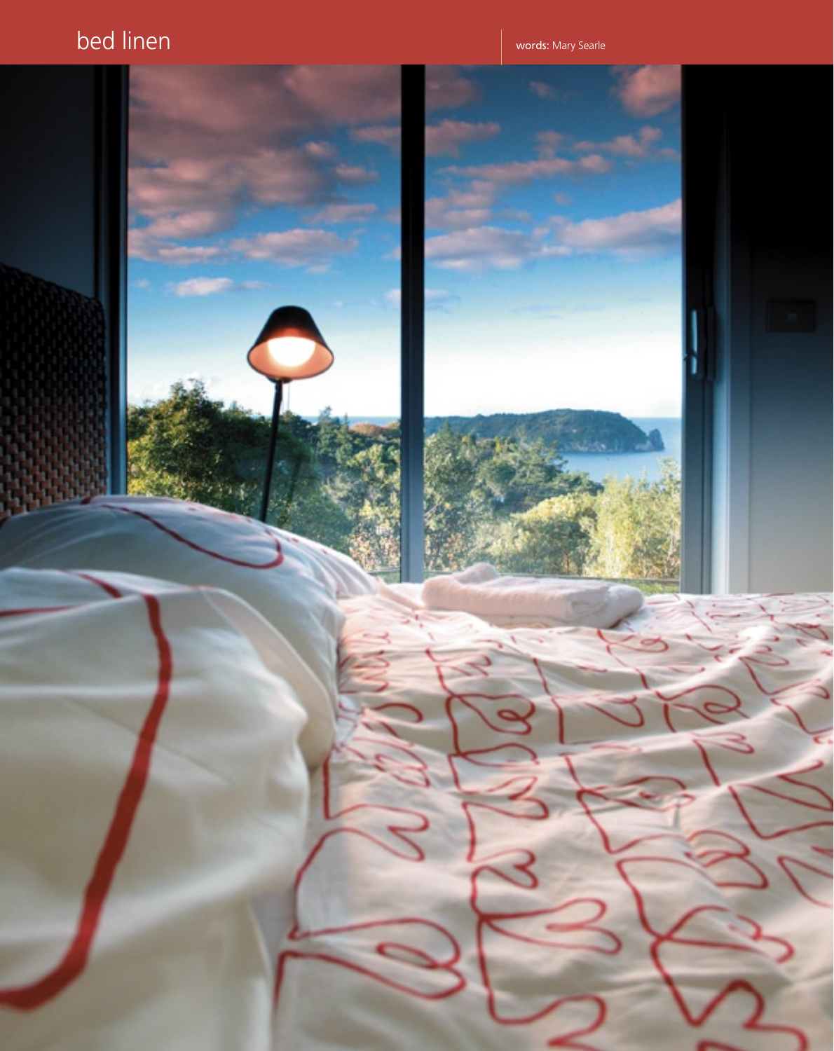# bed linen

**words:** Mary Searle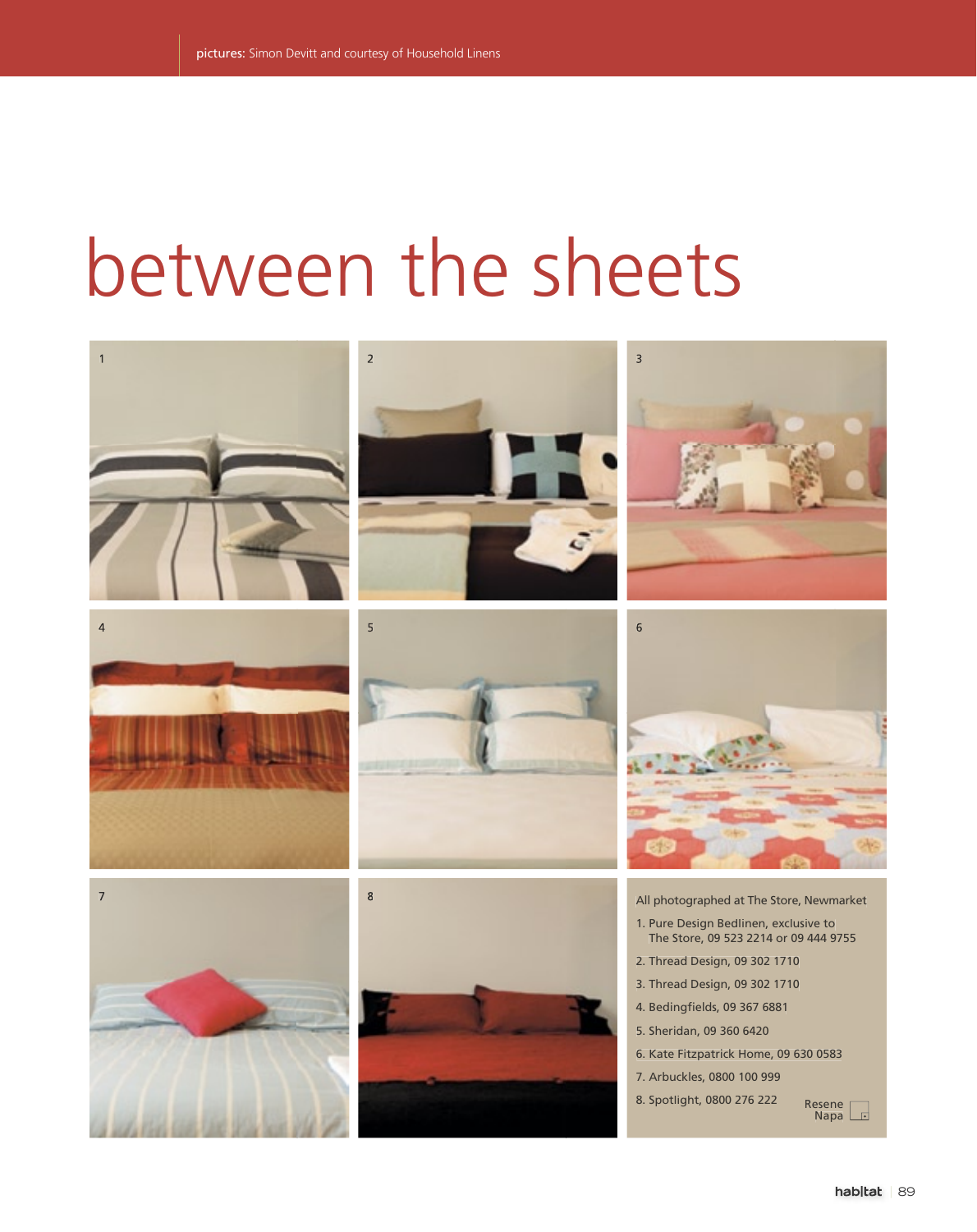pictures: Simon Devitt and courtesy of Household Linens

# between the sheets

All photographed at The Store, Newmarket

1. Pure Design Bedlinen, exclusive to The Store, 09 523 2214 or 09 444 9755
2. Thread Design, 09 302 1710
3. Thread Design, 09 302 1710
4. Bedingfields, 09 367 6881
5. Sheridan, 09 360 6420
6. Kate Fitzpatrick Home, 09 630 0583
7. Arbuckles, 0800 100 999
8. Spotlight, 0800 276 222

Resene Napa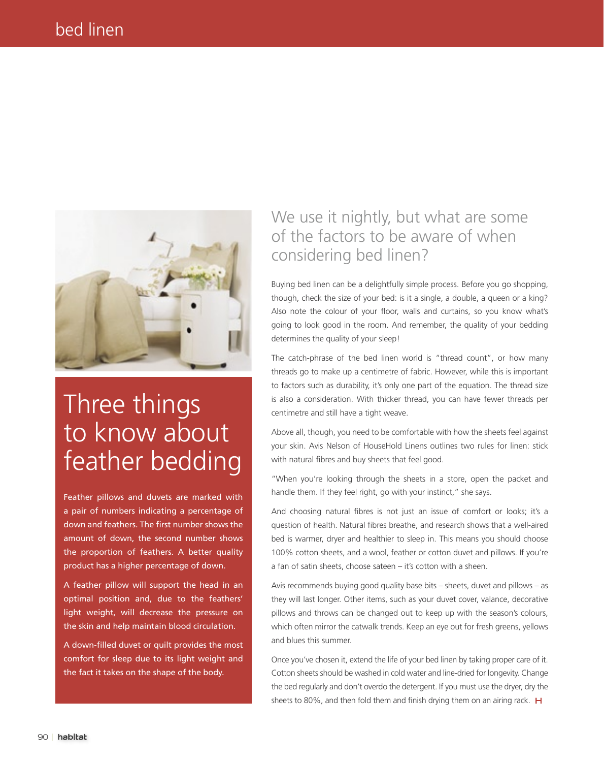# We use it nightly, but what are some of the factors to be aware of when considering bed linen?

Buying bed linen can be a delightfully simple process. Before you go shopping, though, check the size of your bed: is it a single, a double, a queen or a king? Also note the colour of your floor, walls and curtains, so you know what's going to look good in the room. And remember, the quality of your bedding determines the quality of your sleep!

The catch-phrase of the bed linen world is "thread count", or how many threads go to make up a centimetre of fabric. However, while this is important to factors such as durability, it's only one part of the equation. The thread size is also a consideration. With thicker thread, you can have fewer threads per centimetre and still have a tight weave.

Above all, though, you need to be comfortable with how the sheets feel against your skin. Avis Nelson of HouseHold Linens outlines two rules for linen: stick with natural fibres and buy sheets that feel good.

"When you're looking through the sheets in a store, open the packet and handle them. If they feel right, go with your instinct," she says.

And choosing natural fibres is not just an issue of comfort or looks; it's a question of health. Natural fibres breathe, and research shows that a well-aired bed is warmer, dryer and healthier to sleep in. This means you should choose 100% cotton sheets, and a wool, feather or cotton duvet and pillows. If you're a fan of satin sheets, choose sateen – it's cotton with a sheen.

Avis recommends buying good quality base bits – sheets, duvet and pillows – as they will last longer. Other items, such as your duvet cover, valance, decorative pillows and throws can be changed out to keep up with the season's colours, which often mirror the catwalk trends. Keep an eye out for fresh greens, yellows and blues this summer.

Once you've chosen it, extend the life of your bed linen by taking proper care of it. Cotton sheets should be washed in cold water and line-dried for longevity. Change the bed regularly and don't overdo the detergent. If you must use the dryer, dry the sheets to 80%, and then fold them and finish drying them on an airing rack.

## Three things to know about feather bedding

Feather pillows and duvets are marked with a pair of numbers indicating a percentage of down and feathers. The first number shows the amount of down, the second number shows the proportion of feathers. A better quality product has a higher percentage of down.

A feather pillow will support the head in an optimal position and, due to the feathers' light weight, will decrease the pressure on the skin and help maintain blood circulation.

A down-filled duvet or quilt provides the most comfort for sleep due to its light weight and the fact it takes on the shape of the body.